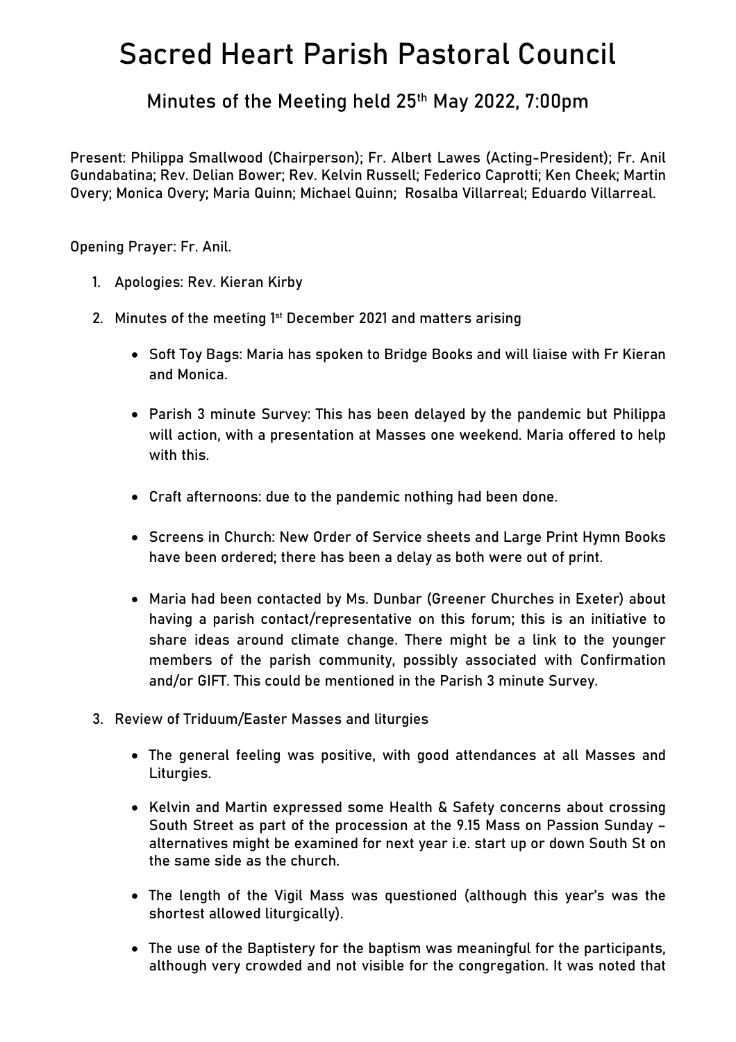# Sacred Heart Parish Pastoral Council

## Minutes of the Meeting held 25th May 2022, 7:00pm

Present: Philippa Smallwood (Chairperson); Fr. Albert Lawes (Acting-President); Fr. Anil Gundabatina; Rev. Delian Bower; Rev. Kelvin Russell; Federico Caprotti; Ken Cheek; Martin Overy; Monica Overy; Maria Quinn; Michael Quinn; Rosalba Villarreal; Eduardo Villarreal.

Opening Prayer: Fr. Anil.

1. Apologies: Rev. Kieran Kirby

2. Minutes of the meeting 1st December 2021 and matters arising

   - Soft Toy Bags: Maria has spoken to Bridge Books and will liaise with Fr Kieran and Monica.

   - Parish 3 minute Survey: This has been delayed by the pandemic but Philippa will action, with a presentation at Masses one weekend. Maria offered to help with this.

   - Craft afternoons: due to the pandemic nothing had been done.

   - Screens in Church: New Order of Service sheets and Large Print Hymn Books have been ordered; there has been a delay as both were out of print.

   - Maria had been contacted by Ms. Dunbar (Greener Churches in Exeter) about having a parish contact/representative on this forum; this is an initiative to share ideas around climate change. There might be a link to the younger members of the parish community, possibly associated with Confirmation and/or GIFT. This could be mentioned in the Parish 3 minute Survey.

3. Review of Triduum/Easter Masses and liturgies

   - The general feeling was positive, with good attendances at all Masses and Liturgies.

   - Kelvin and Martin expressed some Health & Safety concerns about crossing South Street as part of the procession at the 9.15 Mass on Passion Sunday – alternatives might be examined for next year i.e. start up or down South St on the same side as the church.

   - The length of the Vigil Mass was questioned (although this year's was the shortest allowed liturgically).

   - The use of the Baptistery for the baptism was meaningful for the participants, although very crowded and not visible for the congregation. It was noted that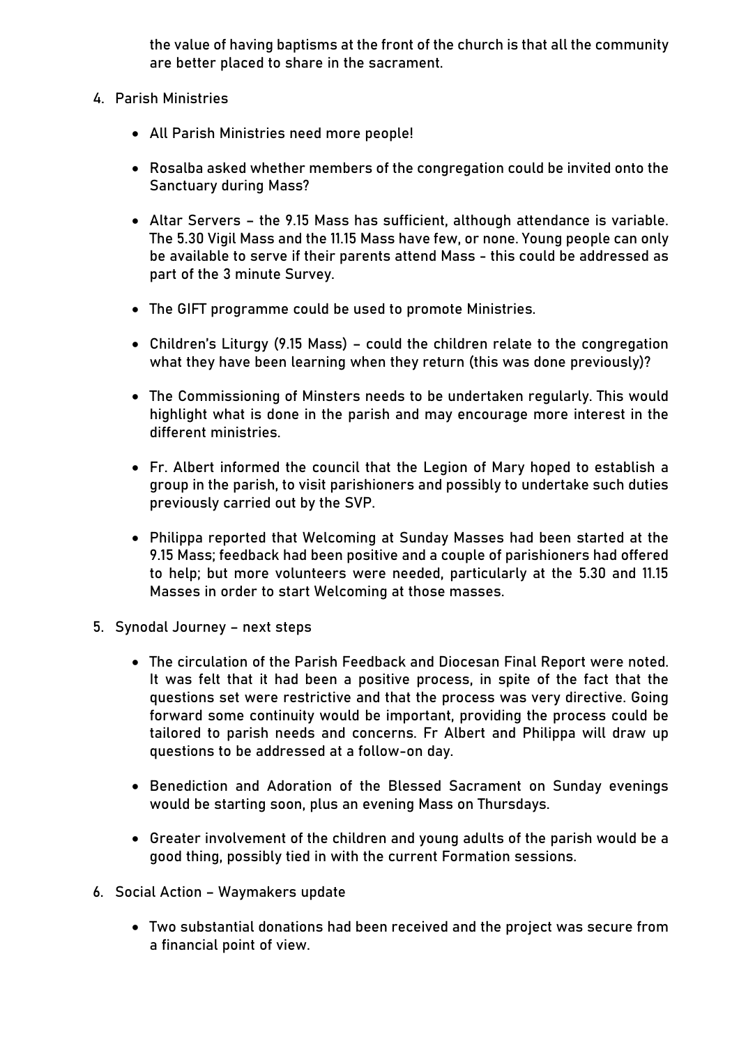the value of having baptisms at the front of the church is that all the community are better placed to share in the sacrament.

4. Parish Ministries

   - All Parish Ministries need more people!

   - Rosalba asked whether members of the congregation could be invited onto the Sanctuary during Mass?

   - Altar Servers – the 9.15 Mass has sufficient, although attendance is variable. The 5.30 Vigil Mass and the 11.15 Mass have few, or none. Young people can only be available to serve if their parents attend Mass - this could be addressed as part of the 3 minute Survey.

   - The GIFT programme could be used to promote Ministries.

   - Children's Liturgy (9.15 Mass) – could the children relate to the congregation what they have been learning when they return (this was done previously)?

   - The Commissioning of Minsters needs to be undertaken regularly. This would highlight what is done in the parish and may encourage more interest in the different ministries.

   - Fr. Albert informed the council that the Legion of Mary hoped to establish a group in the parish, to visit parishioners and possibly to undertake such duties previously carried out by the SVP.

   - Philippa reported that Welcoming at Sunday Masses had been started at the 9.15 Mass; feedback had been positive and a couple of parishioners had offered to help; but more volunteers were needed, particularly at the 5.30 and 11.15 Masses in order to start Welcoming at those masses.

5. Synodal Journey – next steps

   - The circulation of the Parish Feedback and Diocesan Final Report were noted. It was felt that it had been a positive process, in spite of the fact that the questions set were restrictive and that the process was very directive. Going forward some continuity would be important, providing the process could be tailored to parish needs and concerns. Fr Albert and Philippa will draw up questions to be addressed at a follow-on day.

   - Benediction and Adoration of the Blessed Sacrament on Sunday evenings would be starting soon, plus an evening Mass on Thursdays.

   - Greater involvement of the children and young adults of the parish would be a good thing, possibly tied in with the current Formation sessions.

6. Social Action – Waymakers update

   - Two substantial donations had been received and the project was secure from a financial point of view.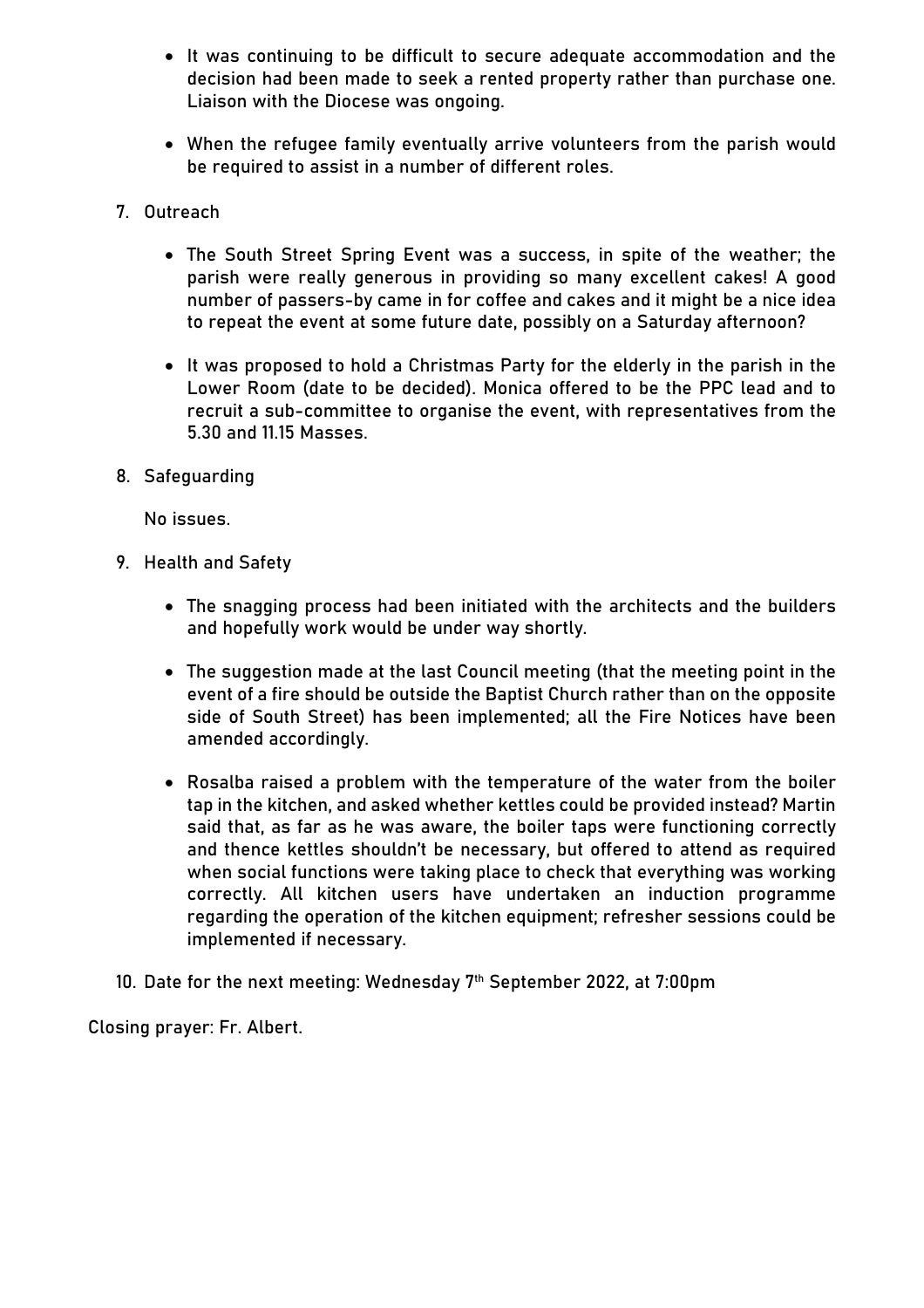- It was continuing to be difficult to secure adequate accommodation and the decision had been made to seek a rented property rather than purchase one. Liaison with the Diocese was ongoing.

- When the refugee family eventually arrive volunteers from the parish would be required to assist in a number of different roles.

7. Outreach

   - The South Street Spring Event was a success, in spite of the weather; the parish were really generous in providing so many excellent cakes! A good number of passers-by came in for coffee and cakes and it might be a nice idea to repeat the event at some future date, possibly on a Saturday afternoon?

   - It was proposed to hold a Christmas Party for the elderly in the parish in the Lower Room (date to be decided). Monica offered to be the PPC lead and to recruit a sub-committee to organise the event, with representatives from the 5.30 and 11.15 Masses.

8. Safeguarding

   No issues.

9. Health and Safety

   - The snagging process had been initiated with the architects and the builders and hopefully work would be under way shortly.

   - The suggestion made at the last Council meeting (that the meeting point in the event of a fire should be outside the Baptist Church rather than on the opposite side of South Street) has been implemented; all the Fire Notices have been amended accordingly.

   - Rosalba raised a problem with the temperature of the water from the boiler tap in the kitchen, and asked whether kettles could be provided instead? Martin said that, as far as he was aware, the boiler taps were functioning correctly and thence kettles shouldn't be necessary, but offered to attend as required when social functions were taking place to check that everything was working correctly. All kitchen users have undertaken an induction programme regarding the operation of the kitchen equipment; refresher sessions could be implemented if necessary.

10. Date for the next meeting: Wednesday 7th September 2022, at 7:00pm

Closing prayer: Fr. Albert.